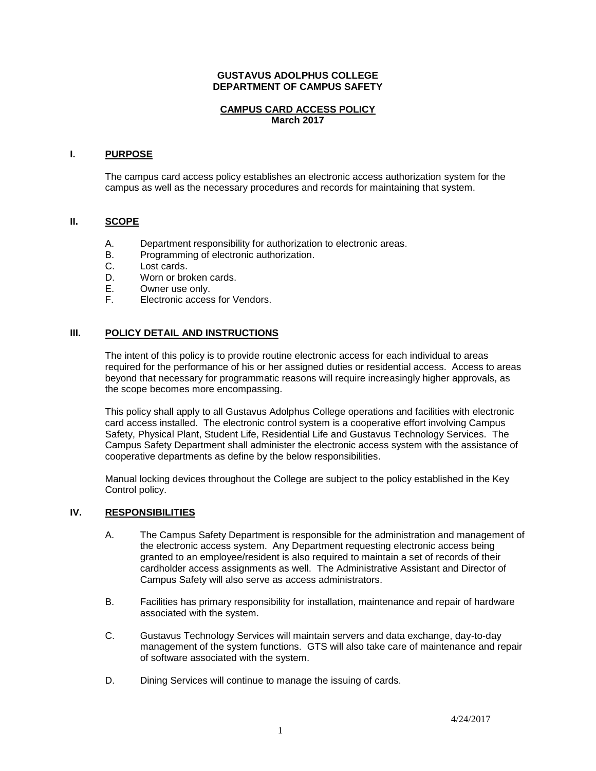**GUSTAVUS ADOLPHUS COLLEGE**
**DEPARTMENT OF CAMPUS SAFETY**

# CAMPUS CARD ACCESS POLICY
**March 2017**

## I. PURPOSE

The campus card access policy establishes an electronic access authorization system for the campus as well as the necessary procedures and records for maintaining that system.

## II. SCOPE

A. Department responsibility for authorization to electronic areas.
B. Programming of electronic authorization.
C. Lost cards.
D. Worn or broken cards.
E. Owner use only.
F. Electronic access for Vendors.

## III. POLICY DETAIL AND INSTRUCTIONS

The intent of this policy is to provide routine electronic access for each individual to areas required for the performance of his or her assigned duties or residential access. Access to areas beyond that necessary for programmatic reasons will require increasingly higher approvals, as the scope becomes more encompassing.

This policy shall apply to all Gustavus Adolphus College operations and facilities with electronic card access installed. The electronic control system is a cooperative effort involving Campus Safety, Physical Plant, Student Life, Residential Life and Gustavus Technology Services. The Campus Safety Department shall administer the electronic access system with the assistance of cooperative departments as define by the below responsibilities.

Manual locking devices throughout the College are subject to the policy established in the Key Control policy.

## IV. RESPONSIBILITIES

A. The Campus Safety Department is responsible for the administration and management of the electronic access system. Any Department requesting electronic access being granted to an employee/resident is also required to maintain a set of records of their cardholder access assignments as well. The Administrative Assistant and Director of Campus Safety will also serve as access administrators.

B. Facilities has primary responsibility for installation, maintenance and repair of hardware associated with the system.

C. Gustavus Technology Services will maintain servers and data exchange, day-to-day management of the system functions. GTS will also take care of maintenance and repair of software associated with the system.

D. Dining Services will continue to manage the issuing of cards.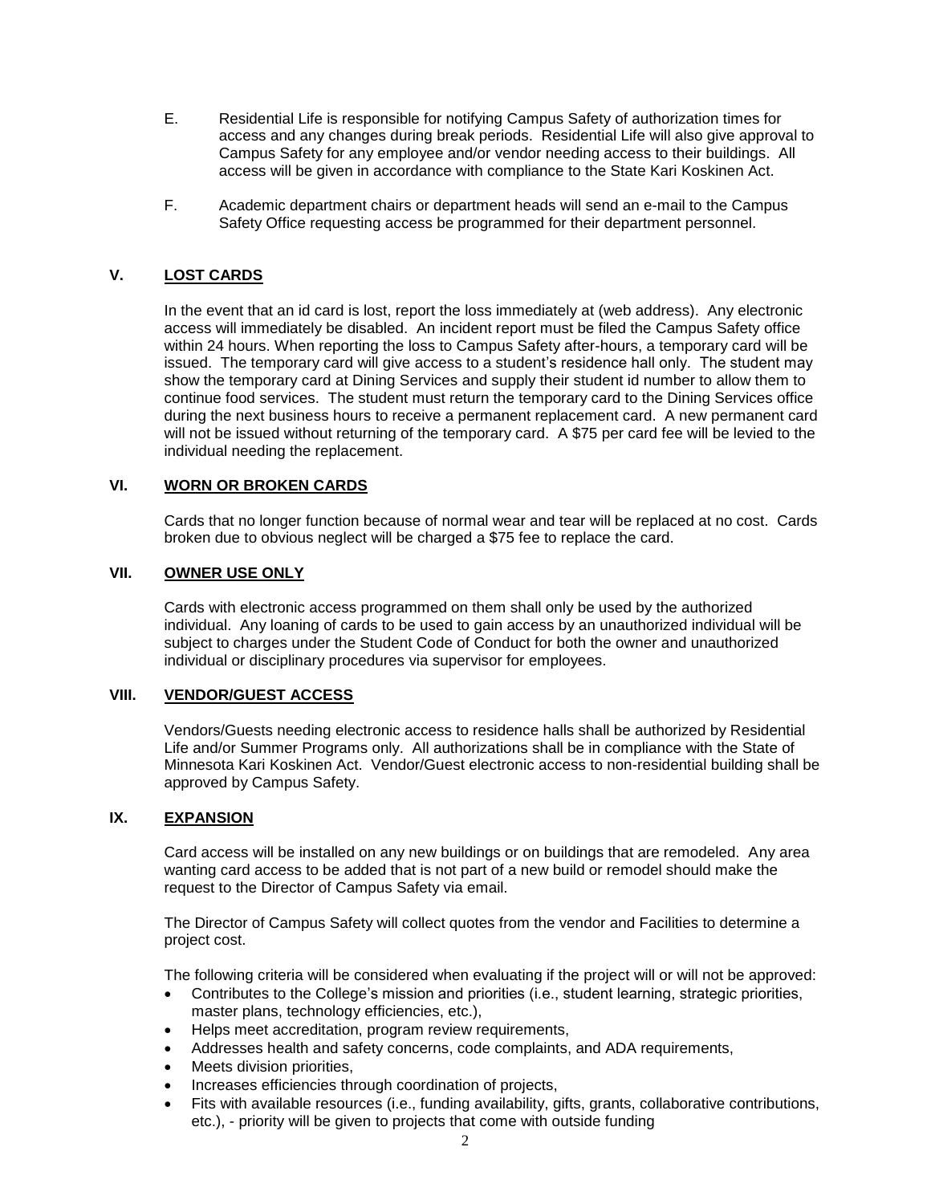E. Residential Life is responsible for notifying Campus Safety of authorization times for access and any changes during break periods. Residential Life will also give approval to Campus Safety for any employee and/or vendor needing access to their buildings. All access will be given in accordance with compliance to the State Kari Koskinen Act.

F. Academic department chairs or department heads will send an e-mail to the Campus Safety Office requesting access be programmed for their department personnel.

## V. LOST CARDS

In the event that an id card is lost, report the loss immediately at (web address). Any electronic access will immediately be disabled. An incident report must be filed the Campus Safety office within 24 hours. When reporting the loss to Campus Safety after-hours, a temporary card will be issued. The temporary card will give access to a student's residence hall only. The student may show the temporary card at Dining Services and supply their student id number to allow them to continue food services. The student must return the temporary card to the Dining Services office during the next business hours to receive a permanent replacement card. A new permanent card will not be issued without returning of the temporary card. A $75 per card fee will be levied to the individual needing the replacement.

## VI. WORN OR BROKEN CARDS

Cards that no longer function because of normal wear and tear will be replaced at no cost. Cards broken due to obvious neglect will be charged a $75 fee to replace the card.

## VII. OWNER USE ONLY

Cards with electronic access programmed on them shall only be used by the authorized individual. Any loaning of cards to be used to gain access by an unauthorized individual will be subject to charges under the Student Code of Conduct for both the owner and unauthorized individual or disciplinary procedures via supervisor for employees.

## VIII. VENDOR/GUEST ACCESS

Vendors/Guests needing electronic access to residence halls shall be authorized by Residential Life and/or Summer Programs only. All authorizations shall be in compliance with the State of Minnesota Kari Koskinen Act. Vendor/Guest electronic access to non-residential building shall be approved by Campus Safety.

## IX. EXPANSION

Card access will be installed on any new buildings or on buildings that are remodeled. Any area wanting card access to be added that is not part of a new build or remodel should make the request to the Director of Campus Safety via email.

The Director of Campus Safety will collect quotes from the vendor and Facilities to determine a project cost.

The following criteria will be considered when evaluating if the project will or will not be approved:

- Contributes to the College's mission and priorities (i.e., student learning, strategic priorities, master plans, technology efficiencies, etc.),
- Helps meet accreditation, program review requirements,
- Addresses health and safety concerns, code complaints, and ADA requirements,
- Meets division priorities,
- Increases efficiencies through coordination of projects,
- Fits with available resources (i.e., funding availability, gifts, grants, collaborative contributions, etc.), - priority will be given to projects that come with outside funding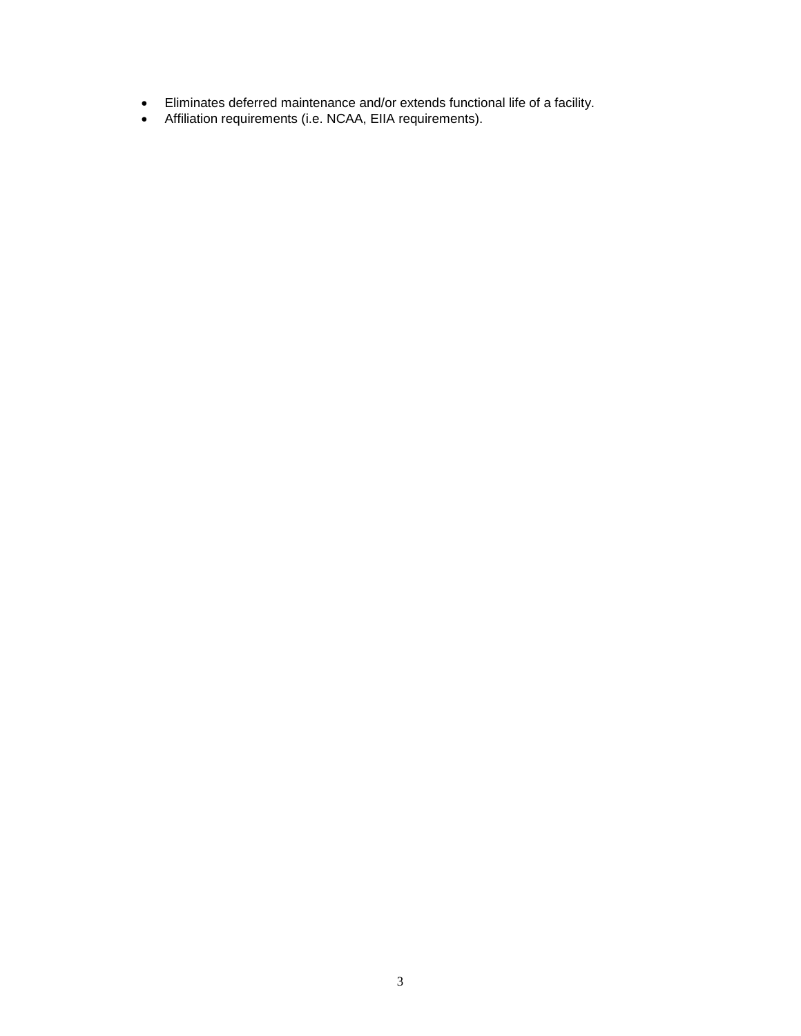- Eliminates deferred maintenance and/or extends functional life of a facility.
- Affiliation requirements (i.e. NCAA, EIIA requirements).